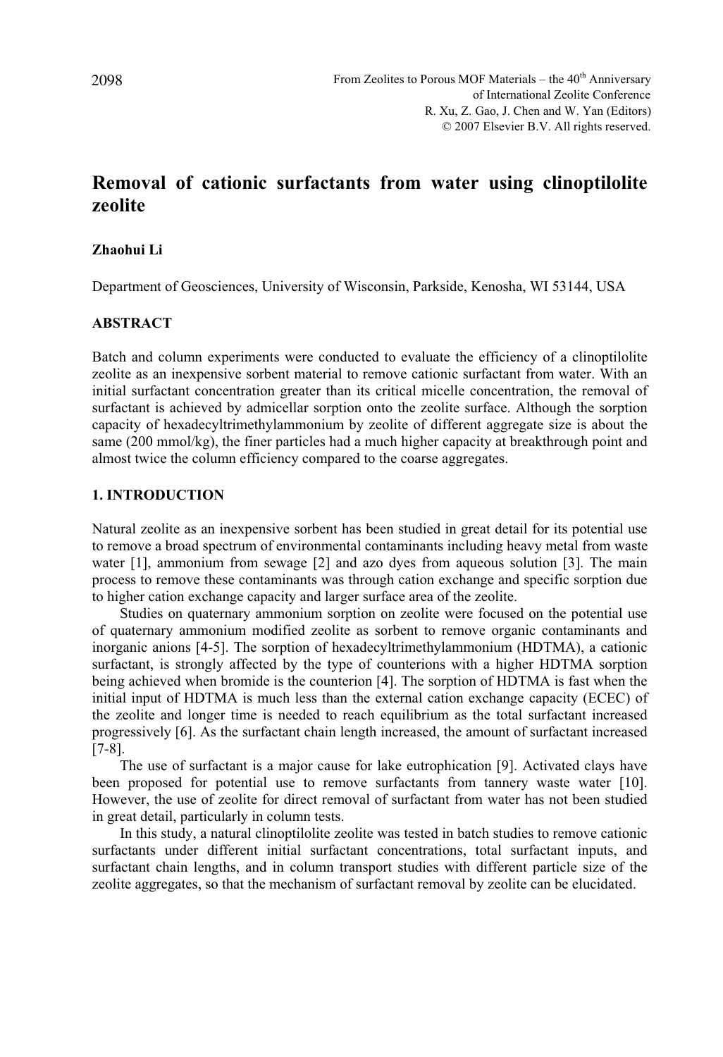# Removal of cationic surfactants from water using clinoptilolite zeolite

**Zhaohui Li**

Department of Geosciences, University of Wisconsin, Parkside, Kenosha, WI 53144, USA

## ABSTRACT

Batch and column experiments were conducted to evaluate the efficiency of a clinoptilolite zeolite as an inexpensive sorbent material to remove cationic surfactant from water. With an initial surfactant concentration greater than its critical micelle concentration, the removal of surfactant is achieved by admicellar sorption onto the zeolite surface. Although the sorption capacity of hexadecyltrimethylammonium by zeolite of different aggregate size is about the same (200 mmol/kg), the finer particles had a much higher capacity at breakthrough point and almost twice the column efficiency compared to the coarse aggregates.

## 1. INTRODUCTION

Natural zeolite as an inexpensive sorbent has been studied in great detail for its potential use to remove a broad spectrum of environmental contaminants including heavy metal from waste water [1], ammonium from sewage [2] and azo dyes from aqueous solution [3]. The main process to remove these contaminants was through cation exchange and specific sorption due to higher cation exchange capacity and larger surface area of the zeolite.

Studies on quaternary ammonium sorption on zeolite were focused on the potential use of quaternary ammonium modified zeolite as sorbent to remove organic contaminants and inorganic anions [4-5]. The sorption of hexadecyltrimethylammonium (HDTMA), a cationic surfactant, is strongly affected by the type of counterions with a higher HDTMA sorption being achieved when bromide is the counterion [4]. The sorption of HDTMA is fast when the initial input of HDTMA is much less than the external cation exchange capacity (ECEC) of the zeolite and longer time is needed to reach equilibrium as the total surfactant increased progressively [6]. As the surfactant chain length increased, the amount of surfactant increased [7-8].

The use of surfactant is a major cause for lake eutrophication [9]. Activated clays have been proposed for potential use to remove surfactants from tannery waste water [10]. However, the use of zeolite for direct removal of surfactant from water has not been studied in great detail, particularly in column tests.

In this study, a natural clinoptilolite zeolite was tested in batch studies to remove cationic surfactants under different initial surfactant concentrations, total surfactant inputs, and surfactant chain lengths, and in column transport studies with different particle size of the zeolite aggregates, so that the mechanism of surfactant removal by zeolite can be elucidated.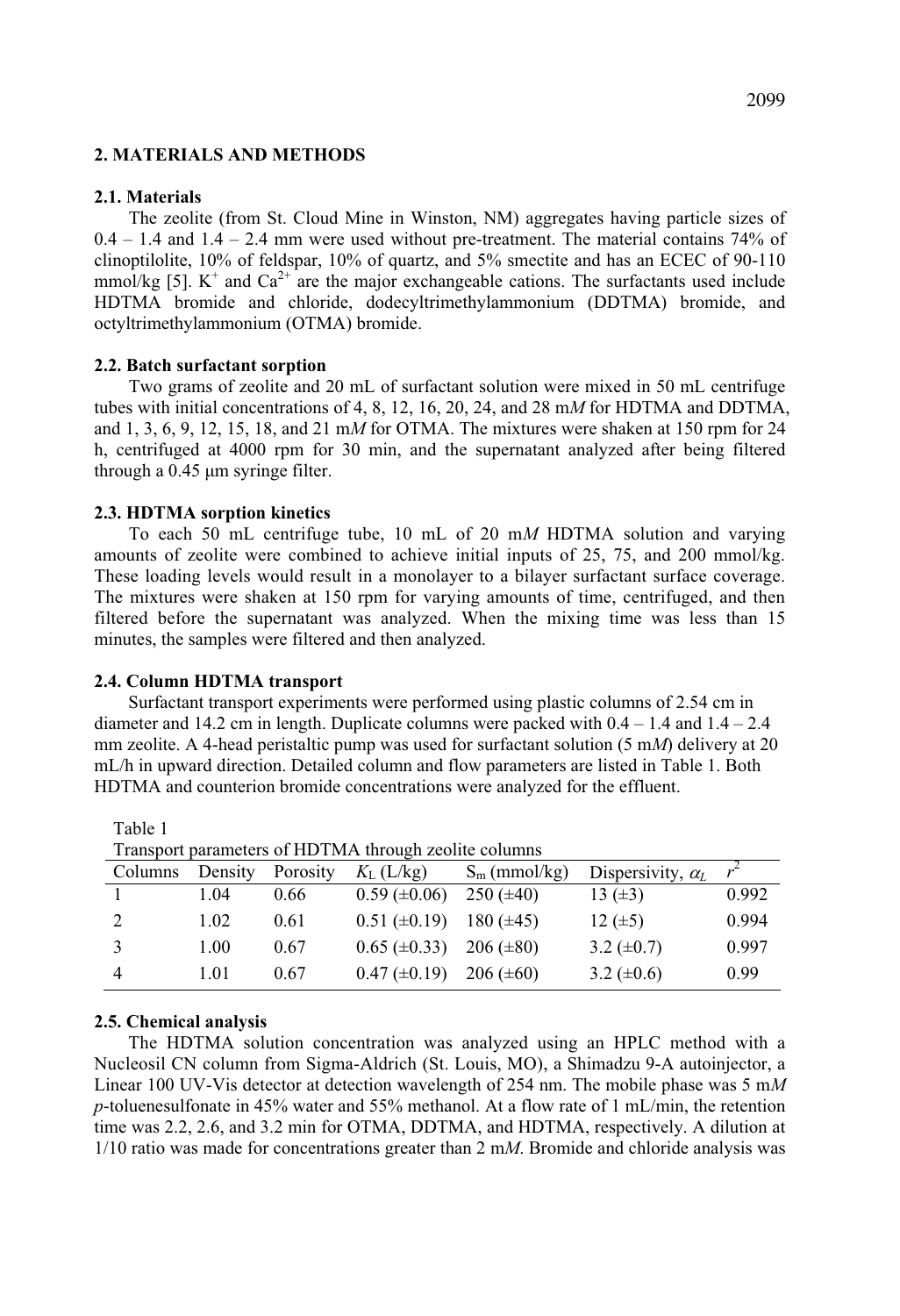## 2. MATERIALS AND METHODS

### 2.1. Materials

The zeolite (from St. Cloud Mine in Winston, NM) aggregates having particle sizes of 0.4 – 1.4 and 1.4 – 2.4 mm were used without pre-treatment. The material contains 74% of clinoptilolite, 10% of feldspar, 10% of quartz, and 5% smectite and has an ECEC of 90-110 mmol/kg [5]. $K^+$ and $Ca^{2+}$ are the major exchangeable cations. The surfactants used include HDTMA bromide and chloride, dodecyltrimethylammonium (DDTMA) bromide, and octyltrimethylammonium (OTMA) bromide.

### 2.2. Batch surfactant sorption

Two grams of zeolite and 20 mL of surfactant solution were mixed in 50 mL centrifuge tubes with initial concentrations of 4, 8, 12, 16, 20, 24, and 28 m*M* for HDTMA and DDTMA, and 1, 3, 6, 9, 12, 15, 18, and 21 m*M* for OTMA. The mixtures were shaken at 150 rpm for 24 h, centrifuged at 4000 rpm for 30 min, and the supernatant analyzed after being filtered through a 0.45 μm syringe filter.

### 2.3. HDTMA sorption kinetics

To each 50 mL centrifuge tube, 10 mL of 20 m*M* HDTMA solution and varying amounts of zeolite were combined to achieve initial inputs of 25, 75, and 200 mmol/kg. These loading levels would result in a monolayer to a bilayer surfactant surface coverage. The mixtures were shaken at 150 rpm for varying amounts of time, centrifuged, and then filtered before the supernatant was analyzed. When the mixing time was less than 15 minutes, the samples were filtered and then analyzed.

### 2.4. Column HDTMA transport

Surfactant transport experiments were performed using plastic columns of 2.54 cm in diameter and 14.2 cm in length. Duplicate columns were packed with 0.4 – 1.4 and 1.4 – 2.4 mm zeolite. A 4-head peristaltic pump was used for surfactant solution (5 m*M*) delivery at 20 mL/h in upward direction. Detailed column and flow parameters are listed in Table 1. Both HDTMA and counterion bromide concentrations were analyzed for the effluent.

Table 1
Transport parameters of HDTMA through zeolite columns

| Columns | Density | Porosity | $K_L$ (L/kg) | $S_m$ (mmol/kg) | Dispersivity, $\alpha_L$ | $r^2$ |
|---|---|---|---|---|---|---|
| 1 | 1.04 | 0.66 | 0.59 (±0.06) | 250 (±40) | 13 (±3) | 0.992 |
| 2 | 1.02 | 0.61 | 0.51 (±0.19) | 180 (±45) | 12 (±5) | 0.994 |
| 3 | 1.00 | 0.67 | 0.65 (±0.33) | 206 (±80) | 3.2 (±0.7) | 0.997 |
| 4 | 1.01 | 0.67 | 0.47 (±0.19) | 206 (±60) | 3.2 (±0.6) | 0.99 |

### 2.5. Chemical analysis

The HDTMA solution concentration was analyzed using an HPLC method with a Nucleosil CN column from Sigma-Aldrich (St. Louis, MO), a Shimadzu 9-A autoinjector, a Linear 100 UV-Vis detector at detection wavelength of 254 nm. The mobile phase was 5 m*M* *p*-toluenesulfonate in 45% water and 55% methanol. At a flow rate of 1 mL/min, the retention time was 2.2, 2.6, and 3.2 min for OTMA, DDTMA, and HDTMA, respectively. A dilution at 1/10 ratio was made for concentrations greater than 2 m*M*. Bromide and chloride analysis was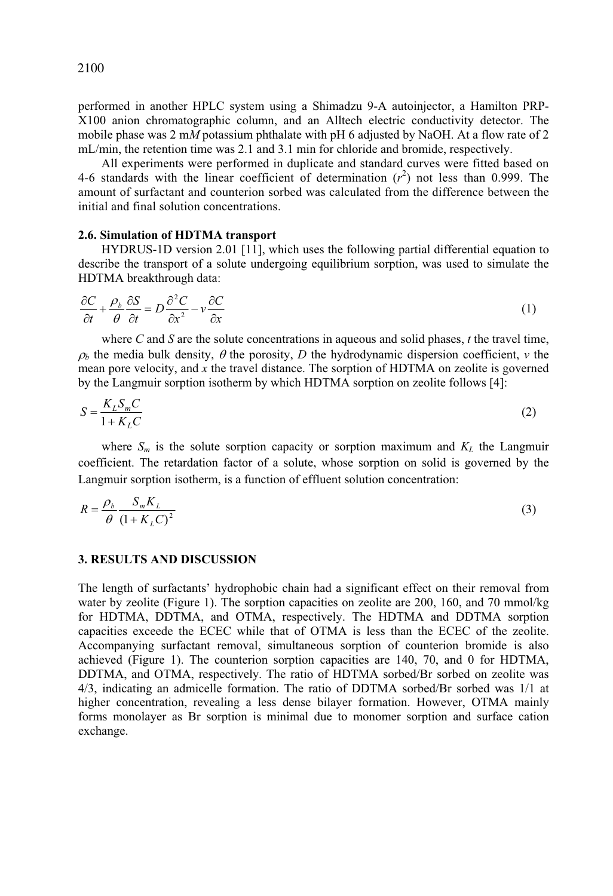performed in another HPLC system using a Shimadzu 9-A autoinjector, a Hamilton PRP-X100 anion chromatographic column, and an Alltech electric conductivity detector. The mobile phase was 2 m*M* potassium phthalate with pH 6 adjusted by NaOH. At a flow rate of 2 mL/min, the retention time was 2.1 and 3.1 min for chloride and bromide, respectively.

All experiments were performed in duplicate and standard curves were fitted based on 4-6 standards with the linear coefficient of determination ($r^2$) not less than 0.999. The amount of surfactant and counterion sorbed was calculated from the difference between the initial and final solution concentrations.

### 2.6. Simulation of HDTMA transport

HYDRUS-1D version 2.01 [11], which uses the following partial differential equation to describe the transport of a solute undergoing equilibrium sorption, was used to simulate the HDTMA breakthrough data:

$$\frac{\partial C}{\partial t} + \frac{\rho_b}{\theta}\frac{\partial S}{\partial t} = D\frac{\partial^2 C}{\partial x^2} - v\frac{\partial C}{\partial x} \tag{1}$$

where $C$ and $S$ are the solute concentrations in aqueous and solid phases, $t$ the travel time, $\rho_b$ the media bulk density, $\theta$ the porosity, $D$ the hydrodynamic dispersion coefficient, $v$ the mean pore velocity, and $x$ the travel distance. The sorption of HDTMA on zeolite is governed by the Langmuir sorption isotherm by which HDTMA sorption on zeolite follows [4]:

$$S = \frac{K_L S_m C}{1 + K_L C} \tag{2}$$

where $S_m$ is the solute sorption capacity or sorption maximum and $K_L$ the Langmuir coefficient. The retardation factor of a solute, whose sorption on solid is governed by the Langmuir sorption isotherm, is a function of effluent solution concentration:

$$R = \frac{\rho_b}{\theta}\frac{S_m K_L}{(1 + K_L C)^2} \tag{3}$$

## 3. RESULTS AND DISCUSSION

The length of surfactants' hydrophobic chain had a significant effect on their removal from water by zeolite (Figure 1). The sorption capacities on zeolite are 200, 160, and 70 mmol/kg for HDTMA, DDTMA, and OTMA, respectively. The HDTMA and DDTMA sorption capacities exceede the ECEC while that of OTMA is less than the ECEC of the zeolite. Accompanying surfactant removal, simultaneous sorption of counterion bromide is also achieved (Figure 1). The counterion sorption capacities are 140, 70, and 0 for HDTMA, DDTMA, and OTMA, respectively. The ratio of HDTMA sorbed/Br sorbed on zeolite was 4/3, indicating an admicelle formation. The ratio of DDTMA sorbed/Br sorbed was 1/1 at higher concentration, revealing a less dense bilayer formation. However, OTMA mainly forms monolayer as Br sorption is minimal due to monomer sorption and surface cation exchange.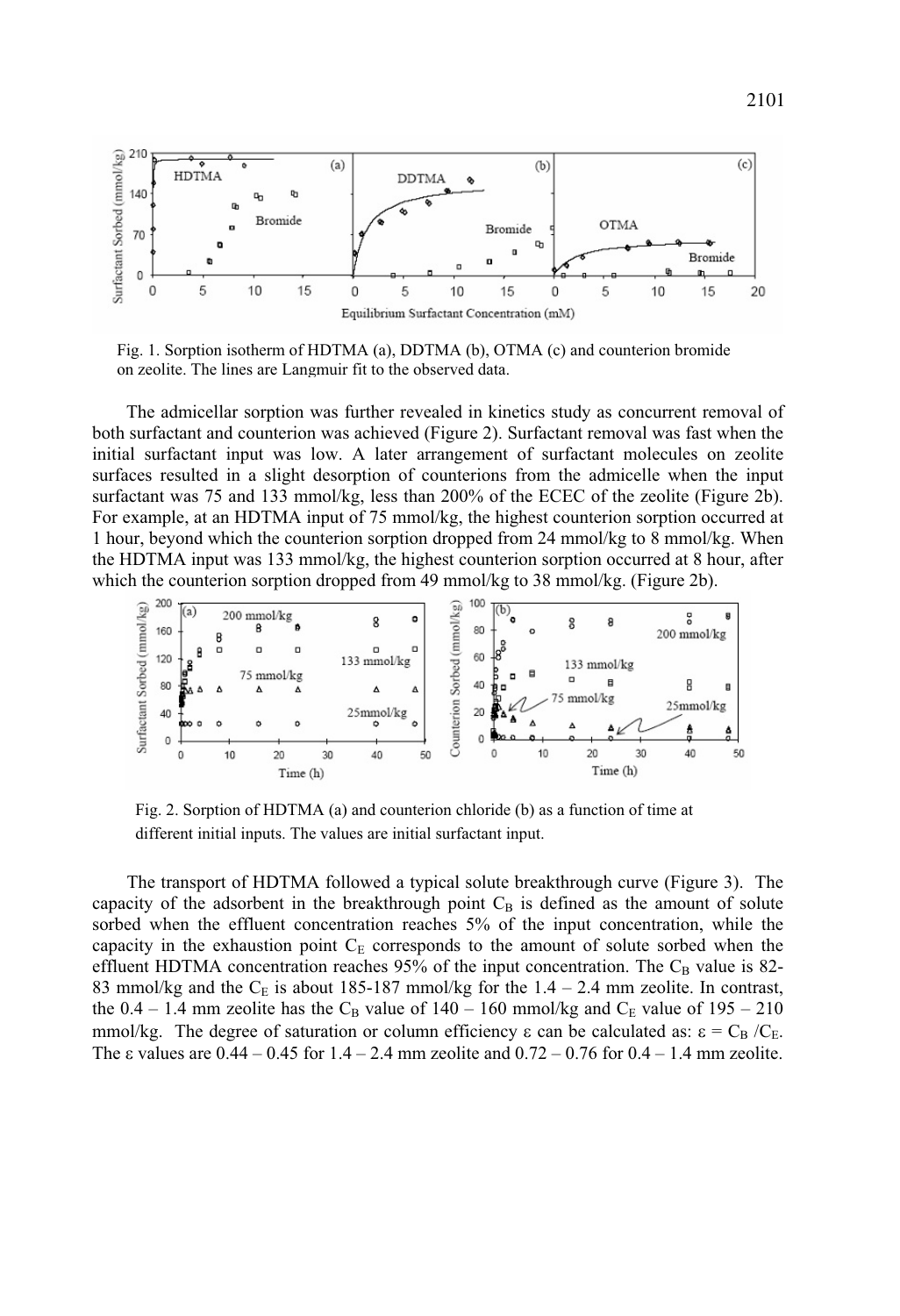Fig. 1. Sorption isotherm of HDTMA (a), DDTMA (b), OTMA (c) and counterion bromide on zeolite. The lines are Langmuir fit to the observed data.

The admicellar sorption was further revealed in kinetics study as concurrent removal of both surfactant and counterion was achieved (Figure 2). Surfactant removal was fast when the initial surfactant input was low. A later arrangement of surfactant molecules on zeolite surfaces resulted in a slight desorption of counterions from the admicelle when the input surfactant was 75 and 133 mmol/kg, less than 200% of the ECEC of the zeolite (Figure 2b). For example, at an HDTMA input of 75 mmol/kg, the highest counterion sorption occurred at 1 hour, beyond which the counterion sorption dropped from 24 mmol/kg to 8 mmol/kg. When the HDTMA input was 133 mmol/kg, the highest counterion sorption occurred at 8 hour, after which the counterion sorption dropped from 49 mmol/kg to 38 mmol/kg. (Figure 2b).

Fig. 2. Sorption of HDTMA (a) and counterion chloride (b) as a function of time at different initial inputs. The values are initial surfactant input.

The transport of HDTMA followed a typical solute breakthrough curve (Figure 3). The capacity of the adsorbent in the breakthrough point $C_B$ is defined as the amount of solute sorbed when the effluent concentration reaches 5% of the input concentration, while the capacity in the exhaustion point $C_E$ corresponds to the amount of solute sorbed when the effluent HDTMA concentration reaches 95% of the input concentration. The $C_B$ value is 82-83 mmol/kg and the $C_E$ is about 185-187 mmol/kg for the 1.4 – 2.4 mm zeolite. In contrast, the 0.4 – 1.4 mm zeolite has the $C_B$ value of 140 – 160 mmol/kg and $C_E$ value of 195 – 210 mmol/kg. The degree of saturation or column efficiency $\varepsilon$ can be calculated as: $\varepsilon = C_B / C_E$. The $\varepsilon$ values are 0.44 – 0.45 for 1.4 – 2.4 mm zeolite and 0.72 – 0.76 for 0.4 – 1.4 mm zeolite.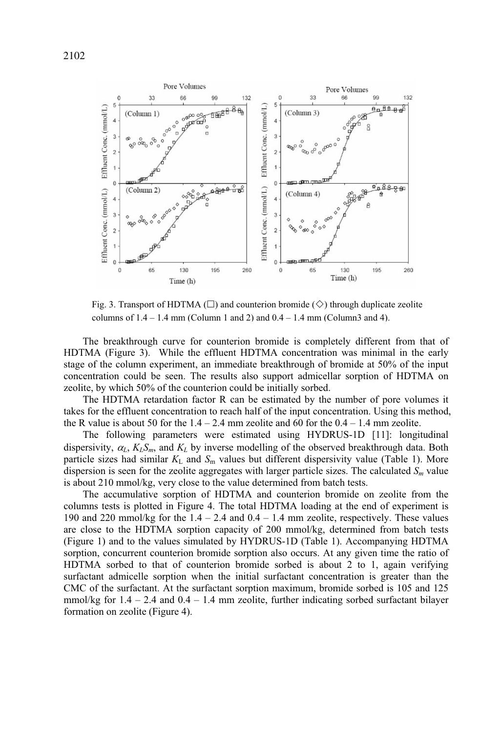Fig. 3. Transport of HDTMA (□) and counterion bromide (◇) through duplicate zeolite columns of 1.4 – 1.4 mm (Column 1 and 2) and 0.4 – 1.4 mm (Column3 and 4).

The breakthrough curve for counterion bromide is completely different from that of HDTMA (Figure 3). While the effluent HDTMA concentration was minimal in the early stage of the column experiment, an immediate breakthrough of bromide at 50% of the input concentration could be seen. The results also support admicellar sorption of HDTMA on zeolite, by which 50% of the counterion could be initially sorbed.

The HDTMA retardation factor R can be estimated by the number of pore volumes it takes for the effluent concentration to reach half of the input concentration. Using this method, the R value is about 50 for the 1.4 – 2.4 mm zeolite and 60 for the 0.4 – 1.4 mm zeolite.

The following parameters were estimated using HYDRUS-1D [11]: longitudinal dispersivity, $\alpha_L$, $K_L S_m$, and $K_L$ by inverse modelling of the observed breakthrough data. Both particle sizes had similar $K_L$ and $S_m$ values but different dispersivity value (Table 1). More dispersion is seen for the zeolite aggregates with larger particle sizes. The calculated $S_m$ value is about 210 mmol/kg, very close to the value determined from batch tests.

The accumulative sorption of HDTMA and counterion bromide on zeolite from the columns tests is plotted in Figure 4. The total HDTMA loading at the end of experiment is 190 and 220 mmol/kg for the 1.4 – 2.4 and 0.4 – 1.4 mm zeolite, respectively. These values are close to the HDTMA sorption capacity of 200 mmol/kg, determined from batch tests (Figure 1) and to the values simulated by HYDRUS-1D (Table 1). Accompanying HDTMA sorption, concurrent counterion bromide sorption also occurs. At any given time the ratio of HDTMA sorbed to that of counterion bromide sorbed is about 2 to 1, again verifying surfactant admicelle sorption when the initial surfactant concentration is greater than the CMC of the surfactant. At the surfactant sorption maximum, bromide sorbed is 105 and 125 mmol/kg for 1.4 – 2.4 and 0.4 – 1.4 mm zeolite, further indicating sorbed surfactant bilayer formation on zeolite (Figure 4).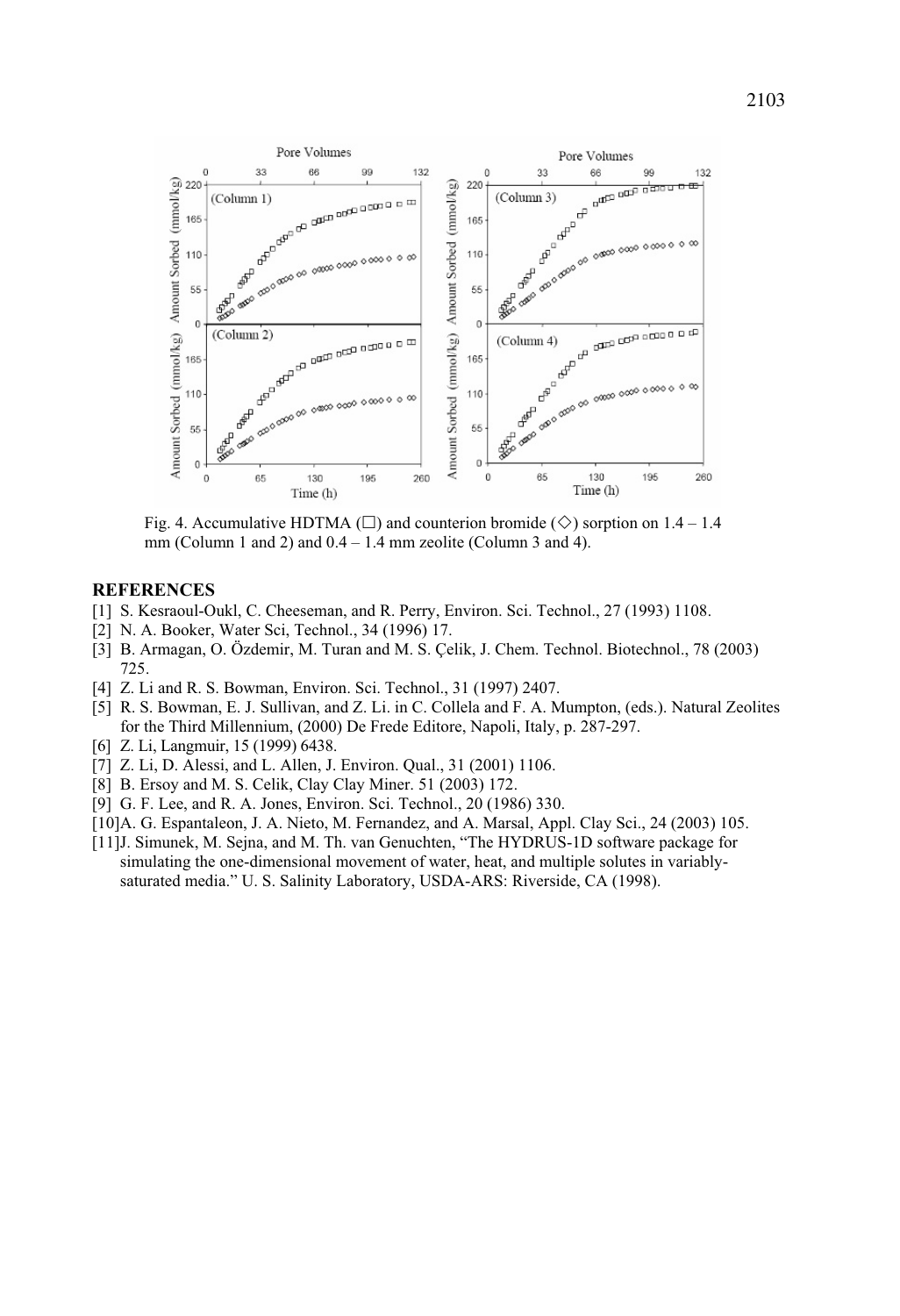Pore Volumes

0 33 66 99 132

220

165

110

55

0

(Column 1)

(Column 2)

(Column 3)

(Column 4)

Amount Sorbed (mmol/kg)

0 65 130 195 260

Time (h)

Fig. 4. Accumulative HDTMA (□) and counterion bromide (◇) sorption on 1.4 – 1.4 mm (Column 1 and 2) and 0.4 – 1.4 mm zeolite (Column 3 and 4).

## REFERENCES

[1] S. Kesraoul-Oukl, C. Cheeseman, and R. Perry, Environ. Sci. Technol., 27 (1993) 1108.

[2] N. A. Booker, Water Sci, Technol., 34 (1996) 17.

[3] B. Armagan, O. Özdemir, M. Turan and M. S. Çelik, J. Chem. Technol. Biotechnol., 78 (2003) 725.

[4] Z. Li and R. S. Bowman, Environ. Sci. Technol., 31 (1997) 2407.

[5] R. S. Bowman, E. J. Sullivan, and Z. Li. in C. Collela and F. A. Mumpton, (eds.). Natural Zeolites for the Third Millennium, (2000) De Frede Editore, Napoli, Italy, p. 287-297.

[6] Z. Li, Langmuir, 15 (1999) 6438.

[7] Z. Li, D. Alessi, and L. Allen, J. Environ. Qual., 31 (2001) 1106.

[8] B. Ersoy and M. S. Celik, Clay Clay Miner. 51 (2003) 172.

[9] G. F. Lee, and R. A. Jones, Environ. Sci. Technol., 20 (1986) 330.

[10] A. G. Espantaleon, J. A. Nieto, M. Fernandez, and A. Marsal, Appl. Clay Sci., 24 (2003) 105.

[11] J. Simunek, M. Sejna, and M. Th. van Genuchten, "The HYDRUS-1D software package for simulating the one-dimensional movement of water, heat, and multiple solutes in variably-saturated media." U. S. Salinity Laboratory, USDA-ARS: Riverside, CA (1998).